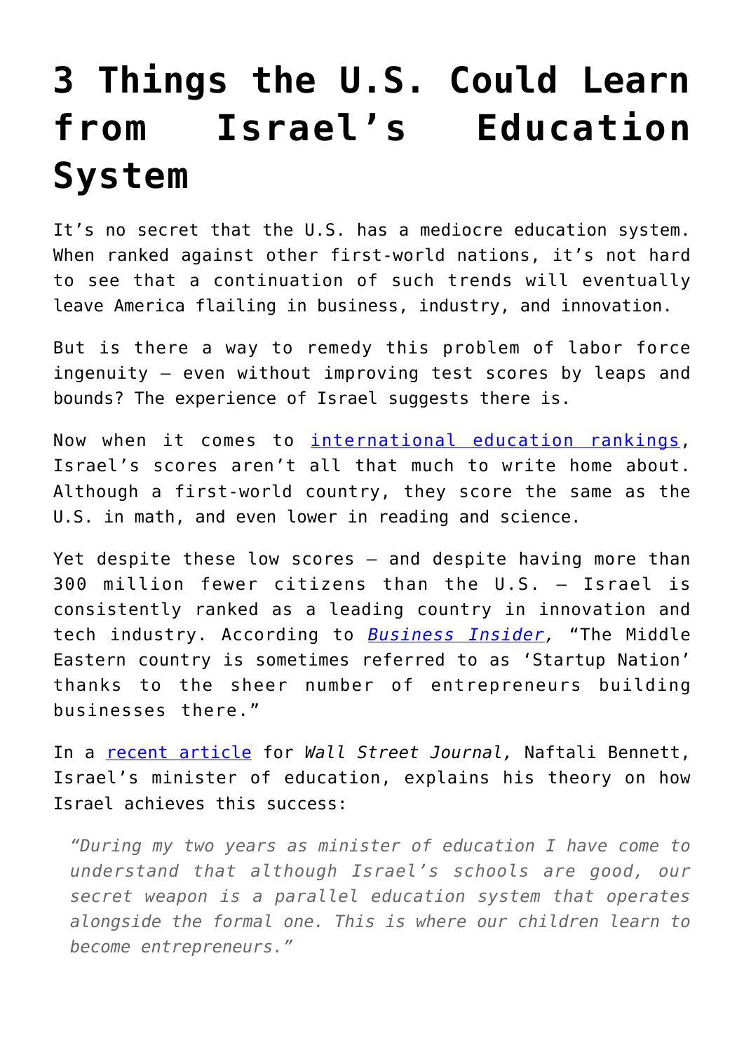# 3 Things the U.S. Could Learn from Israel's Education System

It's no secret that the U.S. has a mediocre education system. When ranked against other first-world nations, it's not hard to see that a continuation of such trends will eventually leave America flailing in business, industry, and innovation.

But is there a way to remedy this problem of labor force ingenuity – even without improving test scores by leaps and bounds? The experience of Israel suggests there is.

Now when it comes to international education rankings, Israel's scores aren't all that much to write home about. Although a first-world country, they score the same as the U.S. in math, and even lower in reading and science.

Yet despite these low scores – and despite having more than 300 million fewer citizens than the U.S. – Israel is consistently ranked as a leading country in innovation and tech industry. According to *Business Insider*, "The Middle Eastern country is sometimes referred to as 'Startup Nation' thanks to the sheer number of entrepreneurs building businesses there."

In a recent article for *Wall Street Journal,* Naftali Bennett, Israel's minister of education, explains his theory on how Israel achieves this success:

> *"During my two years as minister of education I have come to understand that although Israel's schools are good, our secret weapon is a parallel education system that operates alongside the formal one. This is where our children learn to become entrepreneurs."*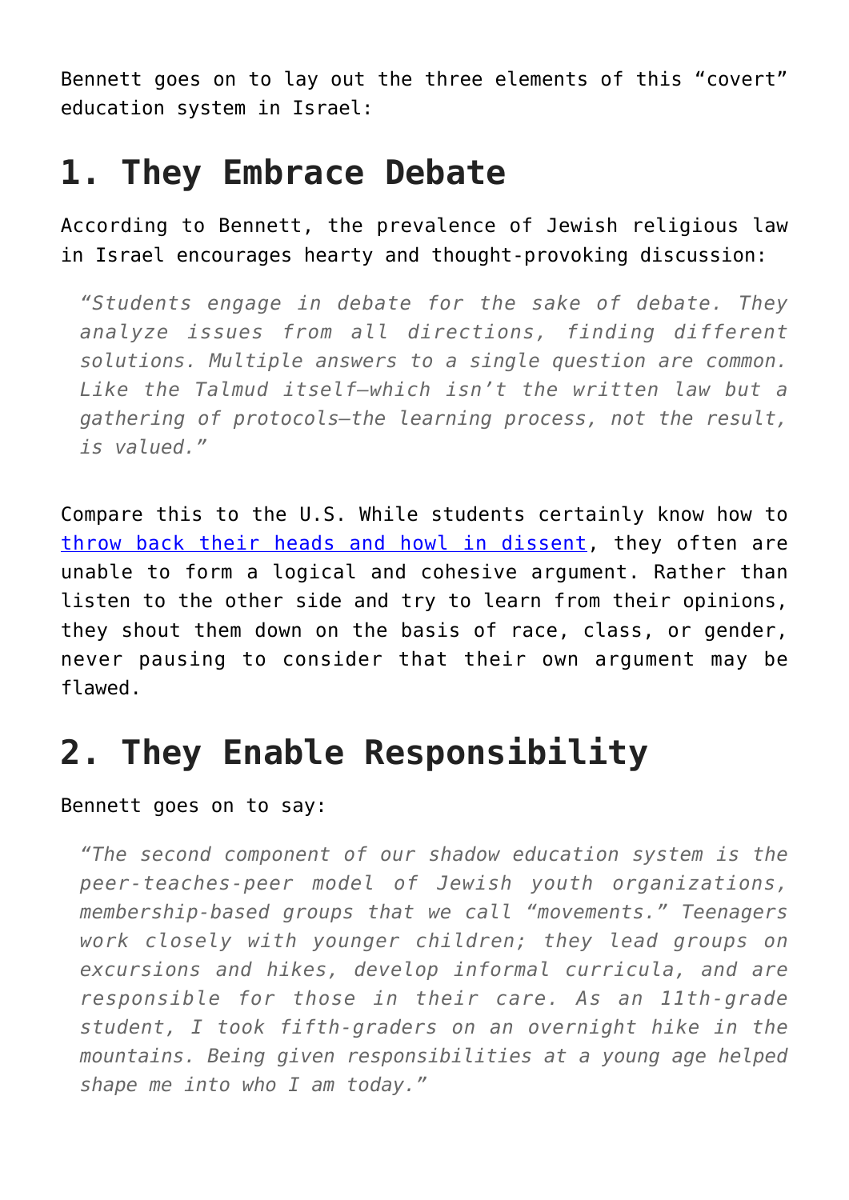Bennett goes on to lay out the three elements of this “covert” education system in Israel:

# 1. They Embrace Debate

According to Bennett, the prevalence of Jewish religious law in Israel encourages hearty and thought-provoking discussion:

> *“Students engage in debate for the sake of debate. They analyze issues from all directions, finding different solutions. Multiple answers to a single question are common. Like the Talmud itself—which isn’t the written law but a gathering of protocols—the learning process, not the result, is valued.”*

Compare this to the U.S. While students certainly know how to throw back their heads and howl in dissent, they often are unable to form a logical and cohesive argument. Rather than listen to the other side and try to learn from their opinions, they shout them down on the basis of race, class, or gender, never pausing to consider that their own argument may be flawed.

# 2. They Enable Responsibility

Bennett goes on to say:

> *“The second component of our shadow education system is the peer-teaches-peer model of Jewish youth organizations, membership-based groups that we call “movements.” Teenagers work closely with younger children; they lead groups on excursions and hikes, develop informal curricula, and are responsible for those in their care. As an 11th-grade student, I took fifth-graders on an overnight hike in the mountains. Being given responsibilities at a young age helped shape me into who I am today.”*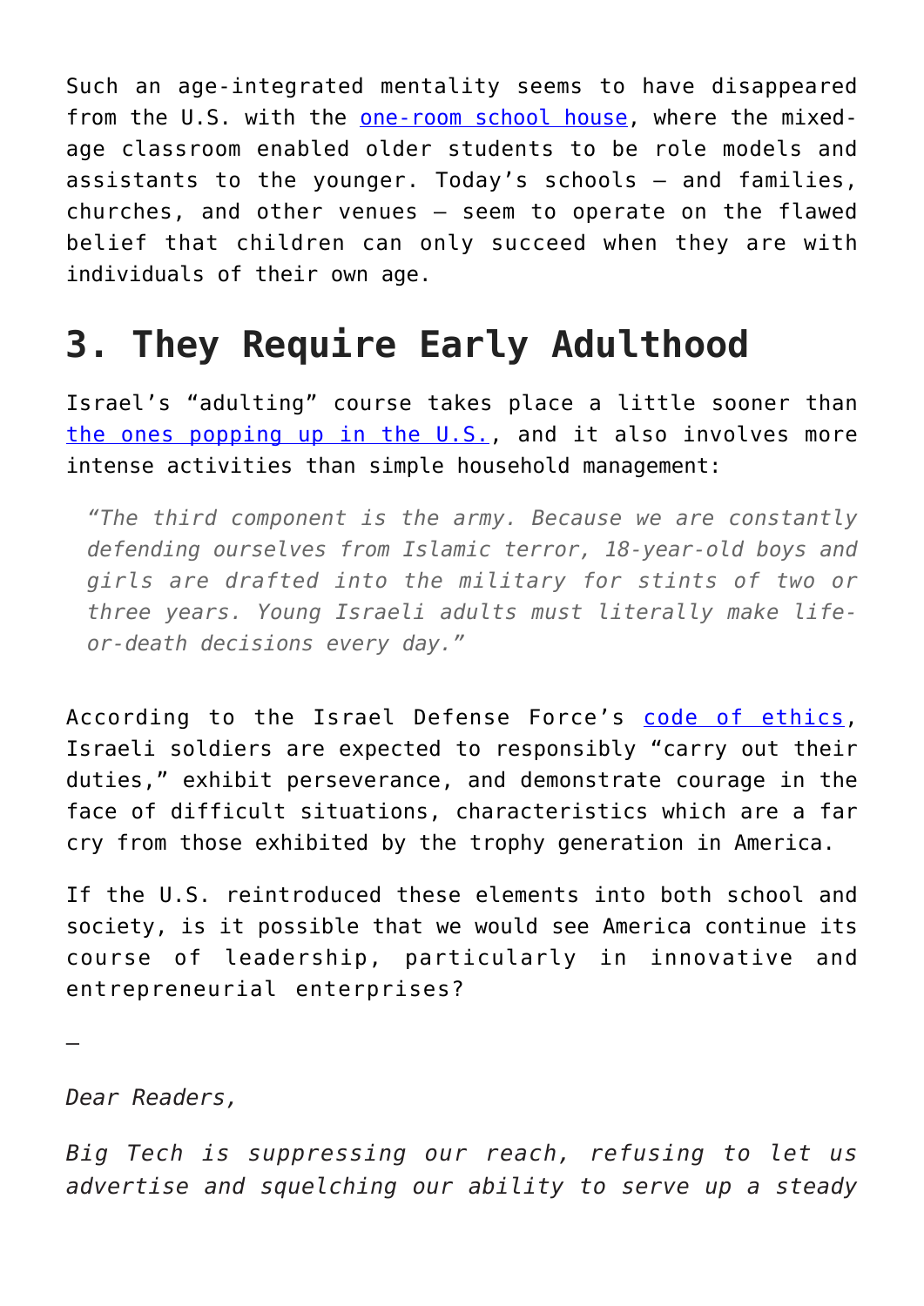Such an age-integrated mentality seems to have disappeared from the U.S. with the one-room school house, where the mixed-age classroom enabled older students to be role models and assistants to the younger. Today's schools – and families, churches, and other venues – seem to operate on the flawed belief that children can only succeed when they are with individuals of their own age.

## 3. They Require Early Adulthood

Israel's "adulting" course takes place a little sooner than the ones popping up in the U.S., and it also involves more intense activities than simple household management:

> *"The third component is the army. Because we are constantly defending ourselves from Islamic terror, 18-year-old boys and girls are drafted into the military for stints of two or three years. Young Israeli adults must literally make life-or-death decisions every day."*

According to the Israel Defense Force's code of ethics, Israeli soldiers are expected to responsibly "carry out their duties," exhibit perseverance, and demonstrate courage in the face of difficult situations, characteristics which are a far cry from those exhibited by the trophy generation in America.

If the U.S. reintroduced these elements into both school and society, is it possible that we would see America continue its course of leadership, particularly in innovative and entrepreneurial enterprises?

—

*Dear Readers,*

*Big Tech is suppressing our reach, refusing to let us advertise and squelching our ability to serve up a steady*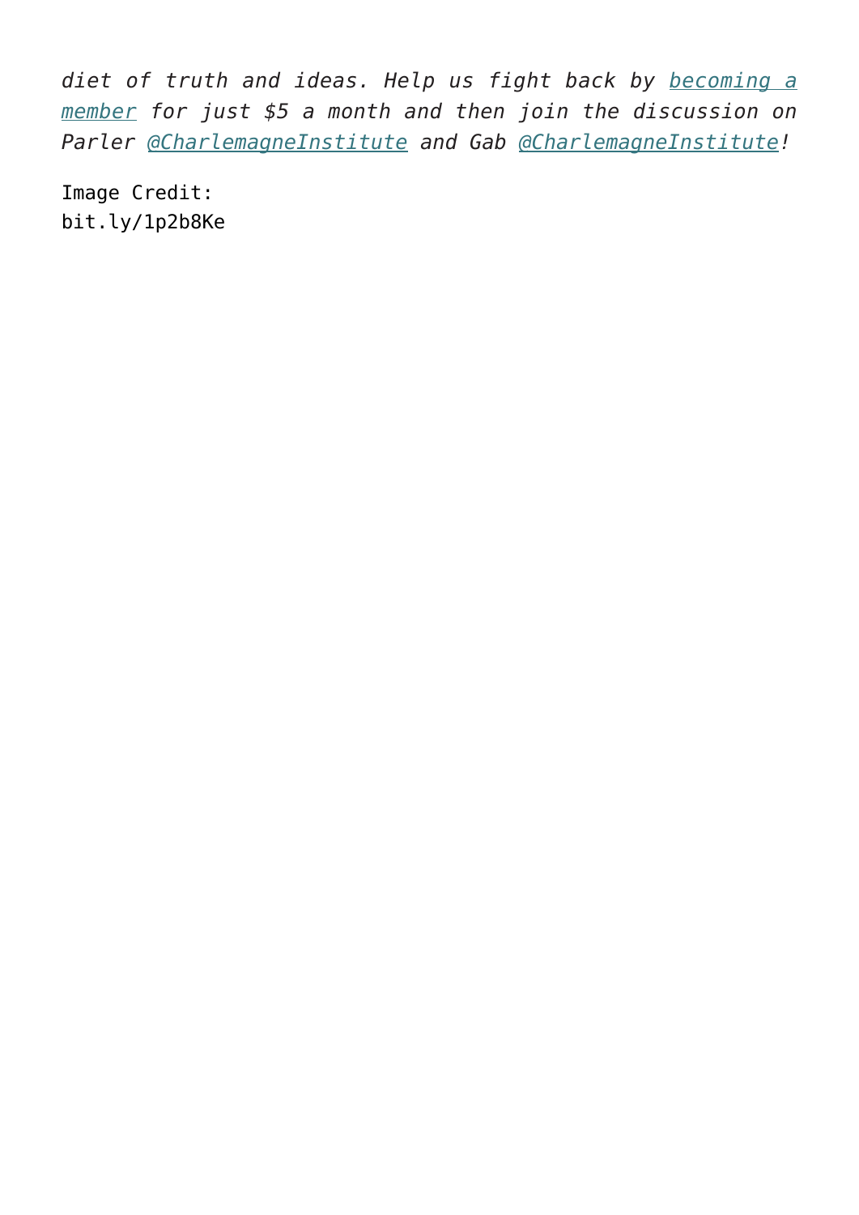*diet of truth and ideas. Help us fight back by becoming a member for just $5 a month and then join the discussion on Parler @CharlemagneInstitute and Gab @CharlemagneInstitute!*

Image Credit:
bit.ly/1p2b8Ke